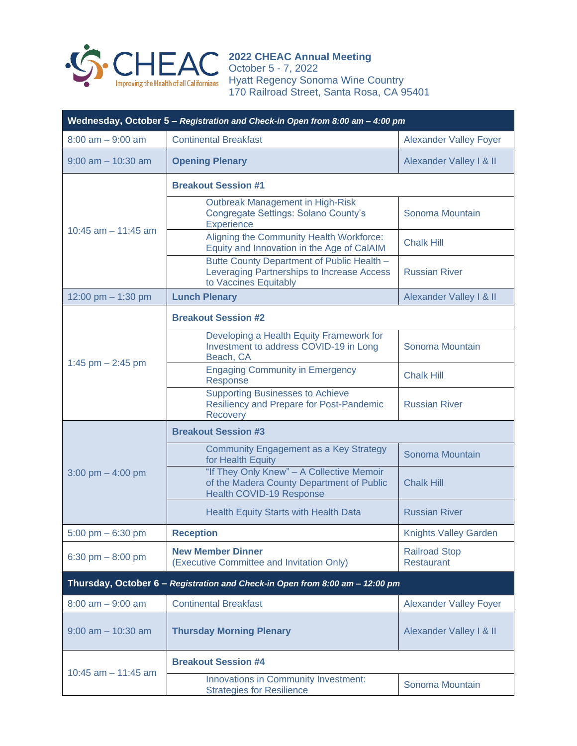CHEAC Improving the Health of all Californians

**2022 CHEAC Annual Meeting**
October 5 - 7, 2022
Hyatt Regency Sonoma Wine Country
170 Railroad Street, Santa Rosa, CA 95401

| **Wednesday, October 5 –** ***Registration and Check-in Open from 8:00 am – 4:00 pm*** | | |
|---|---|---|
| 8:00 am – 9:00 am | Continental Breakfast | Alexander Valley Foyer |
| 9:00 am – 10:30 am | **Opening Plenary** | Alexander Valley I & II |
| 10:45 am – 11:45 am | **Breakout Session #1** | |
| | Outbreak Management in High-Risk Congregate Settings: Solano County's Experience | Sonoma Mountain |
| | Aligning the Community Health Workforce: Equity and Innovation in the Age of CalAIM | Chalk Hill |
| | Butte County Department of Public Health – Leveraging Partnerships to Increase Access to Vaccines Equitably | Russian River |
| 12:00 pm – 1:30 pm | **Lunch Plenary** | Alexander Valley I & II |
| 1:45 pm – 2:45 pm | **Breakout Session #2** | |
| | Developing a Health Equity Framework for Investment to address COVID-19 in Long Beach, CA | Sonoma Mountain |
| | Engaging Community in Emergency Response | Chalk Hill |
| | Supporting Businesses to Achieve Resiliency and Prepare for Post-Pandemic Recovery | Russian River |
| 3:00 pm – 4:00 pm | **Breakout Session #3** | |
| | Community Engagement as a Key Strategy for Health Equity | Sonoma Mountain |
| | "If They Only Knew" – A Collective Memoir of the Madera County Department of Public Health COVID-19 Response | Chalk Hill |
| | Health Equity Starts with Health Data | Russian River |
| 5:00 pm – 6:30 pm | **Reception** | Knights Valley Garden |
| 6:30 pm – 8:00 pm | **New Member Dinner** (Executive Committee and Invitation Only) | Railroad Stop Restaurant |
| **Thursday, October 6 –** ***Registration and Check-in Open from 8:00 am – 12:00 pm*** | | |
| 8:00 am – 9:00 am | Continental Breakfast | Alexander Valley Foyer |
| 9:00 am – 10:30 am | **Thursday Morning Plenary** | Alexander Valley I & II |
| 10:45 am – 11:45 am | **Breakout Session #4** | |
| | Innovations in Community Investment: Strategies for Resilience | Sonoma Mountain |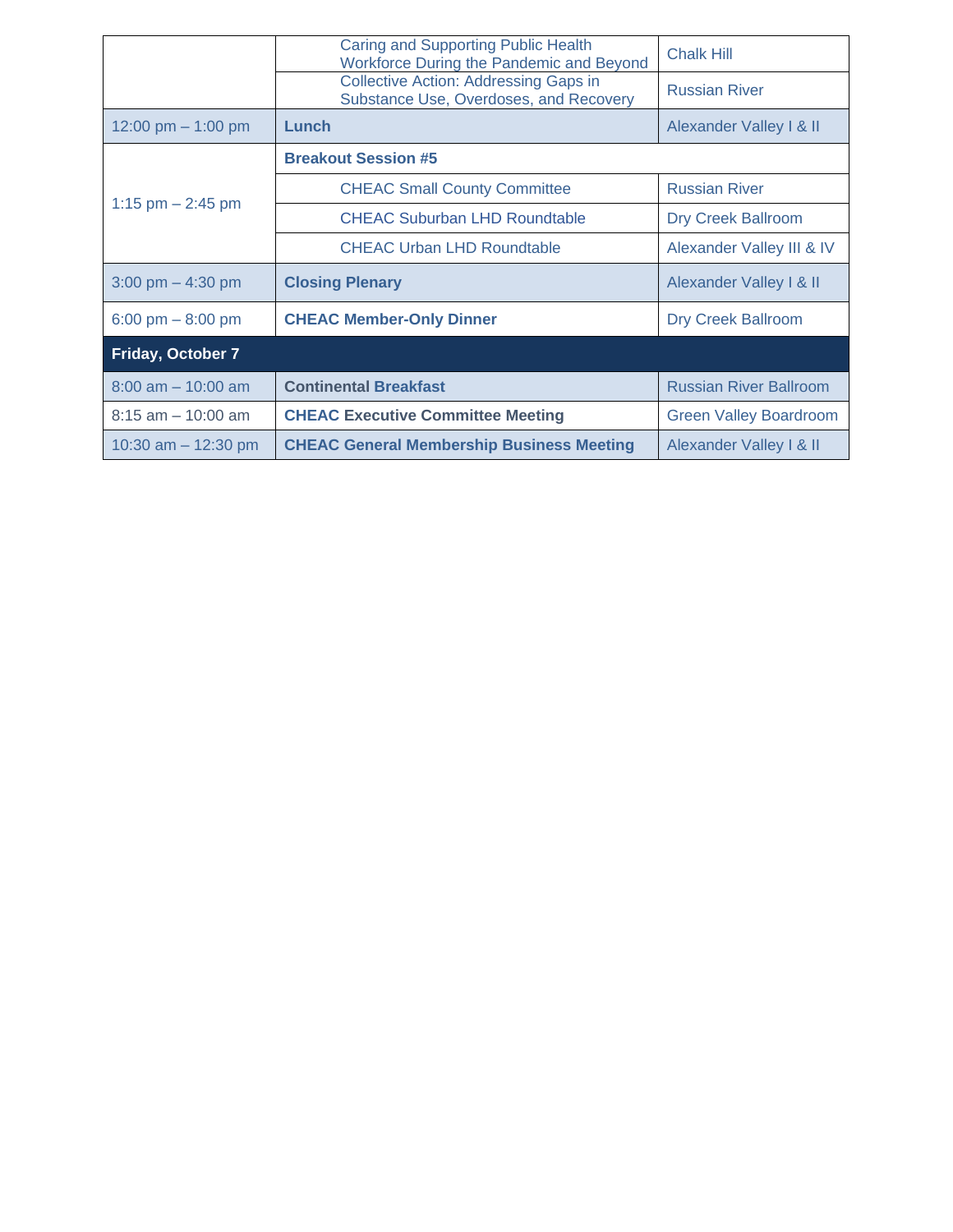| | | |
|---|---|---|
| | Caring and Supporting Public Health Workforce During the Pandemic and Beyond | Chalk Hill |
| | Collective Action: Addressing Gaps in Substance Use, Overdoses, and Recovery | Russian River |
| 12:00 pm – 1:00 pm | **Lunch** | Alexander Valley I & II |
| 1:15 pm – 2:45 pm | **Breakout Session #5** | |
| | CHEAC Small County Committee | Russian River |
| | CHEAC Suburban LHD Roundtable | Dry Creek Ballroom |
| | CHEAC Urban LHD Roundtable | Alexander Valley III & IV |
| 3:00 pm – 4:30 pm | **Closing Plenary** | Alexander Valley I & II |
| 6:00 pm – 8:00 pm | **CHEAC Member-Only Dinner** | Dry Creek Ballroom |
| **Friday, October 7** | | |
| 8:00 am – 10:00 am | **Continental Breakfast** | Russian River Ballroom |
| 8:15 am – 10:00 am | **CHEAC Executive Committee Meeting** | Green Valley Boardroom |
| 10:30 am – 12:30 pm | **CHEAC General Membership Business Meeting** | Alexander Valley I & II |